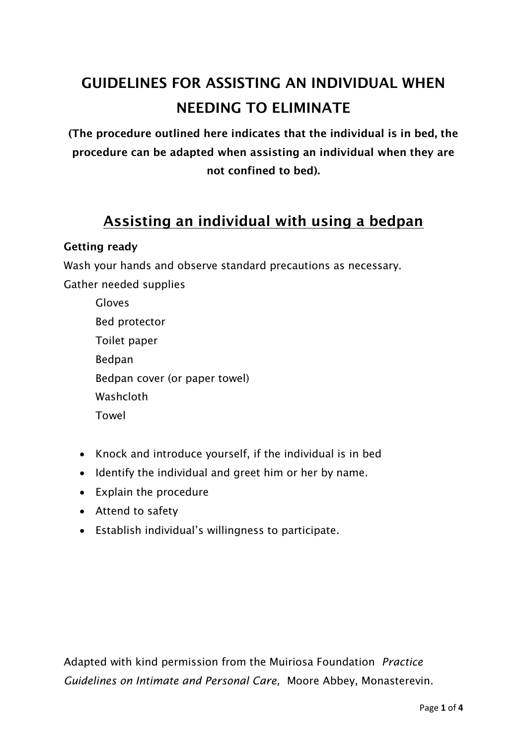# GUIDELINES FOR ASSISTING AN INDIVIDUAL WHEN NEEDING TO ELIMINATE

**(The procedure outlined here indicates that the individual is in bed, the procedure can be adapted when assisting an individual when they are not confined to bed).**

## Assisting an individual with using a bedpan

**Getting ready**

Wash your hands and observe standard precautions as necessary.

Gather needed supplies

- Gloves
- Bed protector
- Toilet paper
- Bedpan
- Bedpan cover (or paper towel)
- Washcloth
- Towel

- Knock and introduce yourself, if the individual is in bed
- Identify the individual and greet him or her by name.
- Explain the procedure
- Attend to safety
- Establish individual's willingness to participate.

Adapted with kind permission from the Muiriosa Foundation *Practice Guidelines on Intimate and Personal Care,* Moore Abbey, Monasterevin.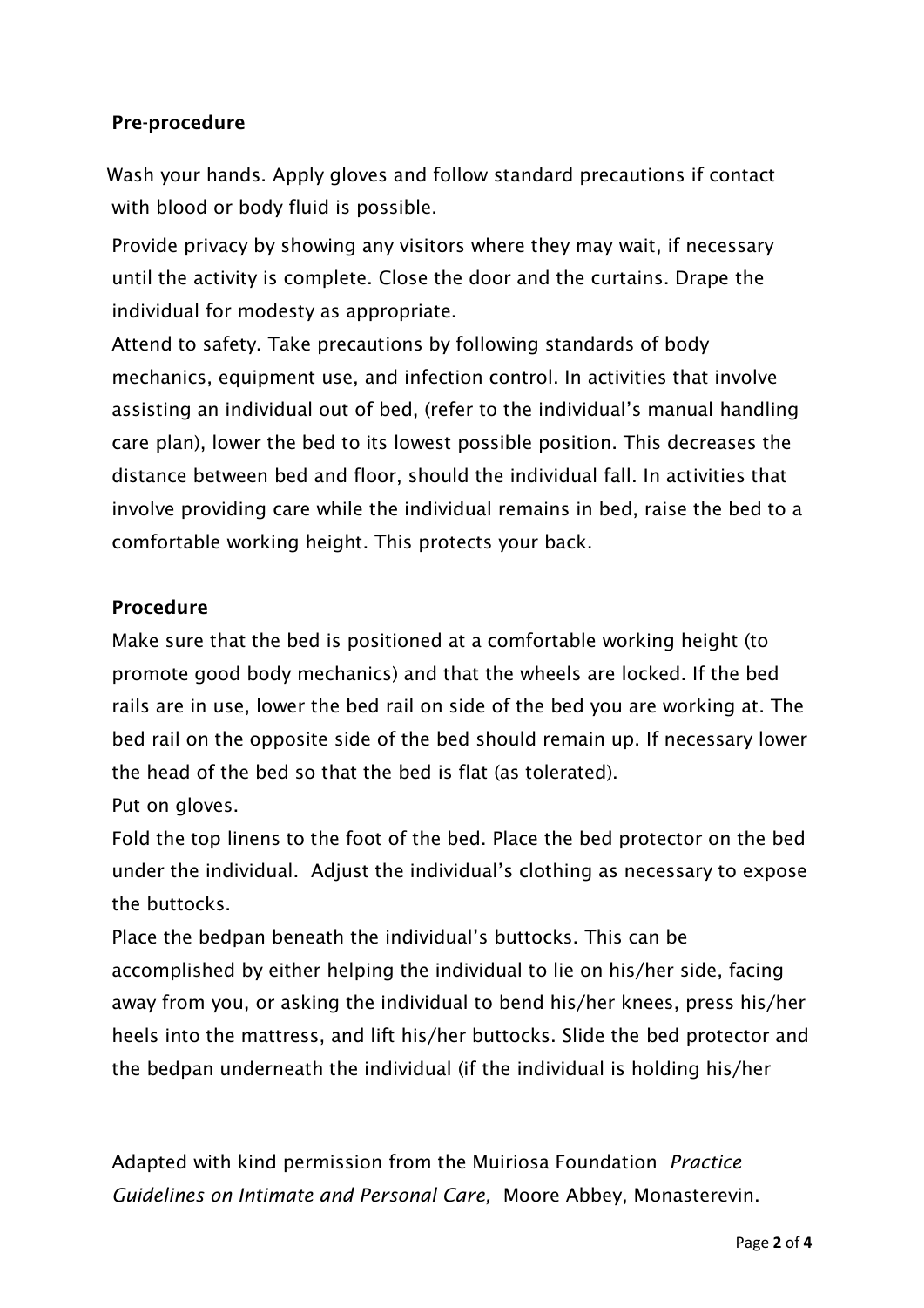**Pre-procedure**

Wash your hands. Apply gloves and follow standard precautions if contact with blood or body fluid is possible.

Provide privacy by showing any visitors where they may wait, if necessary until the activity is complete. Close the door and the curtains. Drape the individual for modesty as appropriate.

Attend to safety. Take precautions by following standards of body mechanics, equipment use, and infection control. In activities that involve assisting an individual out of bed, (refer to the individual's manual handling care plan), lower the bed to its lowest possible position. This decreases the distance between bed and floor, should the individual fall. In activities that involve providing care while the individual remains in bed, raise the bed to a comfortable working height. This protects your back.

**Procedure**

Make sure that the bed is positioned at a comfortable working height (to promote good body mechanics) and that the wheels are locked. If the bed rails are in use, lower the bed rail on side of the bed you are working at. The bed rail on the opposite side of the bed should remain up. If necessary lower the head of the bed so that the bed is flat (as tolerated).

Put on gloves.

Fold the top linens to the foot of the bed. Place the bed protector on the bed under the individual. Adjust the individual's clothing as necessary to expose the buttocks.

Place the bedpan beneath the individual's buttocks. This can be accomplished by either helping the individual to lie on his/her side, facing away from you, or asking the individual to bend his/her knees, press his/her heels into the mattress, and lift his/her buttocks. Slide the bed protector and the bedpan underneath the individual (if the individual is holding his/her

Adapted with kind permission from the Muiriosa Foundation *Practice Guidelines on Intimate and Personal Care,* Moore Abbey, Monasterevin.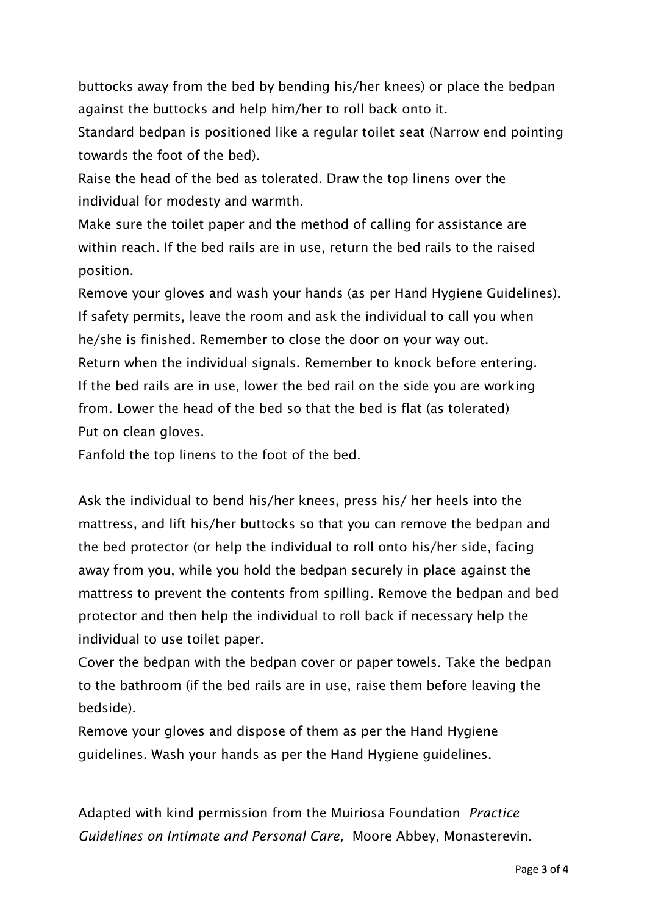buttocks away from the bed by bending his/her knees) or place the bedpan against the buttocks and help him/her to roll back onto it.

Standard bedpan is positioned like a regular toilet seat (Narrow end pointing towards the foot of the bed).

Raise the head of the bed as tolerated. Draw the top linens over the individual for modesty and warmth.

Make sure the toilet paper and the method of calling for assistance are within reach. If the bed rails are in use, return the bed rails to the raised position.

Remove your gloves and wash your hands (as per Hand Hygiene Guidelines). If safety permits, leave the room and ask the individual to call you when he/she is finished. Remember to close the door on your way out.

Return when the individual signals. Remember to knock before entering.

If the bed rails are in use, lower the bed rail on the side you are working from. Lower the head of the bed so that the bed is flat (as tolerated)

Put on clean gloves.

Fanfold the top linens to the foot of the bed.

Ask the individual to bend his/her knees, press his/ her heels into the mattress, and lift his/her buttocks so that you can remove the bedpan and the bed protector (or help the individual to roll onto his/her side, facing away from you, while you hold the bedpan securely in place against the mattress to prevent the contents from spilling. Remove the bedpan and bed protector and then help the individual to roll back if necessary help the individual to use toilet paper.

Cover the bedpan with the bedpan cover or paper towels. Take the bedpan to the bathroom (if the bed rails are in use, raise them before leaving the bedside).

Remove your gloves and dispose of them as per the Hand Hygiene guidelines. Wash your hands as per the Hand Hygiene guidelines.

Adapted with kind permission from the Muiriosa Foundation *Practice Guidelines on Intimate and Personal Care,* Moore Abbey, Monasterevin.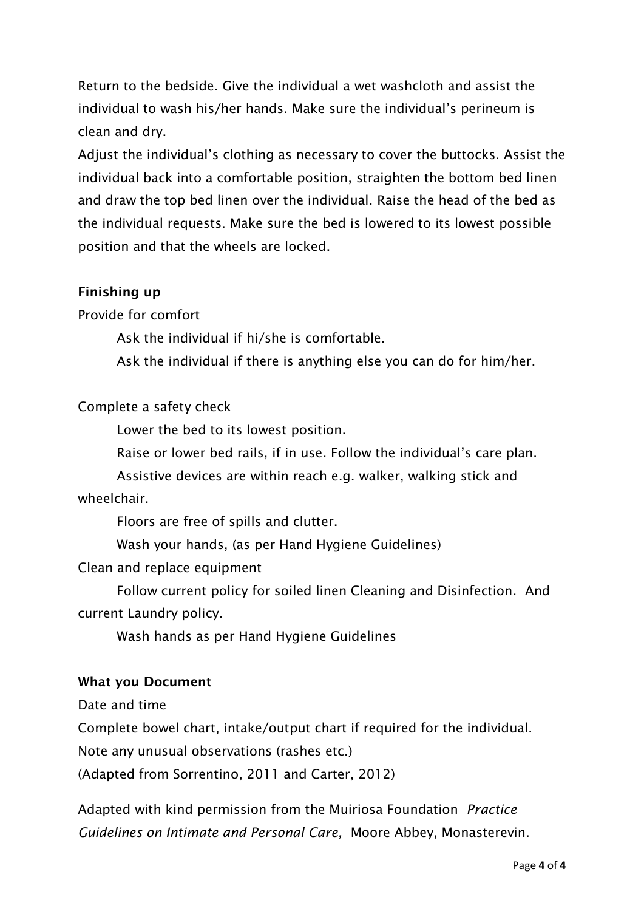Return to the bedside. Give the individual a wet washcloth and assist the individual to wash his/her hands. Make sure the individual's perineum is clean and dry.

Adjust the individual's clothing as necessary to cover the buttocks. Assist the individual back into a comfortable position, straighten the bottom bed linen and draw the top bed linen over the individual. Raise the head of the bed as the individual requests. Make sure the bed is lowered to its lowest possible position and that the wheels are locked.

**Finishing up**

Provide for comfort

Ask the individual if hi/she is comfortable.

Ask the individual if there is anything else you can do for him/her.

Complete a safety check

Lower the bed to its lowest position.

Raise or lower bed rails, if in use. Follow the individual's care plan.

Assistive devices are within reach e.g. walker, walking stick and wheelchair.

Floors are free of spills and clutter.

Wash your hands, (as per Hand Hygiene Guidelines)

Clean and replace equipment

Follow current policy for soiled linen Cleaning and Disinfection. And current Laundry policy.

Wash hands as per Hand Hygiene Guidelines

**What you Document**

Date and time

Complete bowel chart, intake/output chart if required for the individual.

Note any unusual observations (rashes etc.)

(Adapted from Sorrentino, 2011 and Carter, 2012)

Adapted with kind permission from the Muiriosa Foundation *Practice Guidelines on Intimate and Personal Care,* Moore Abbey, Monasterevin.